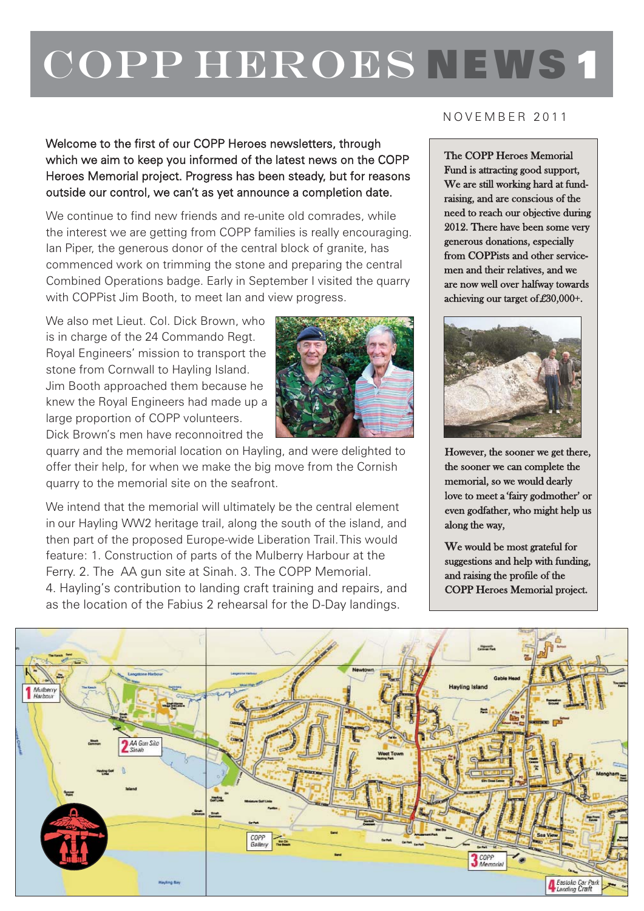# COPP HEROES NEWS 1

NOVEMBER 2011

Welcome to the first of our COPP Heroes newsletters, through which we aim to keep you informed of the latest news on the COPP Heroes Memorial project. Progress has been steady, but for reasons outside our control, we can't as yet announce a completion date.

We continue to find new friends and re-unite old comrades, while the interest we are getting from COPP families is really encouraging. Ian Piper, the generous donor of the central block of granite, has commenced work on trimming the stone and preparing the central Combined Operations badge. Early in September I visited the quarry with COPPist Jim Booth, to meet Ian and view progress.

We also met Lieut. Col. Dick Brown, who is in charge of the 24 Commando Regt. Royal Engineers' mission to transport the stone from Cornwall to Hayling Island. Jim Booth approached them because he knew the Royal Engineers had made up a large proportion of COPP volunteers. Dick Brown's men have reconnoitred the quarry and the memorial location on Hayling, and were delighted to offer their help, for when we make the big move from the Cornish quarry to the memorial site on the seafront.

We intend that the memorial will ultimately be the central element in our Hayling WW2 heritage trail, along the south of the island, and then part of the proposed Europe-wide Liberation Trail. This would feature: 1. Construction of parts of the Mulberry Harbour at the Ferry. 2. The AA gun site at Sinah. 3. The COPP Memorial. 4. Hayling's contribution to landing craft training and repairs, and as the location of the Fabius 2 rehearsal for the D-Day landings.

The COPP Heroes Memorial Fund is attracting good support, We are still working hard at fund-raising, and are conscious of the need to reach our objective during 2012. There have been some very generous donations, especially from COPPists and other service-men and their relatives, and we are now well over halfway towards achieving our target of £30,000+.

However, the sooner we get there, the sooner we can complete the memorial, so we would dearly love to meet a 'fairy godmother' or even godfather, who might help us along the way,

We would be most grateful for suggestions and help with funding, and raising the profile of the COPP Heroes Memorial project.

1 Mulberry Harbour

2 AA Gun Site Sinah

3 COPP Memorial

4 Eastoke Car Park Landing Craft

COPP Gallery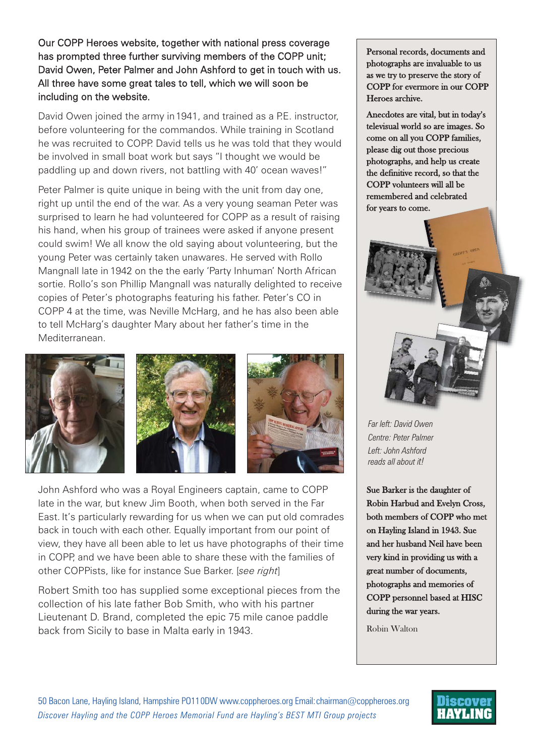**Our COPP Heroes website, together with national press coverage has prompted three further surviving members of the COPP unit; David Owen, Peter Palmer and John Ashford to get in touch with us. All three have some great tales to tell, which we will soon be including on the website.**

David Owen joined the army in 1941, and trained as a P.E. instructor, before volunteering for the commandos. While training in Scotland he was recruited to COPP. David tells us he was told that they would be involved in small boat work but says "I thought we would be paddling up and down rivers, not battling with 40' ocean waves!"

Peter Palmer is quite unique in being with the unit from day one, right up until the end of the war. As a very young seaman Peter was surprised to learn he had volunteered for COPP as a result of raising his hand, when his group of trainees were asked if anyone present could swim! We all know the old saying about volunteering, but the young Peter was certainly taken unawares. He served with Rollo Mangnall late in 1942 on the the early 'Party Inhuman' North African sortie. Rollo's son Phillip Mangnall was naturally delighted to receive copies of Peter's photographs featuring his father. Peter's CO in COPP 4 at the time, was Neville McHarg, and he has also been able to tell McHarg's daughter Mary about her father's time in the Mediterranean.

John Ashford who was a Royal Engineers captain, came to COPP late in the war, but knew Jim Booth, when both served in the Far East. It's particularly rewarding for us when we can put old comrades back in touch with each other. Equally important from our point of view, they have all been able to let us have photographs of their time in COPP, and we have been able to share these with the families of other COPPists, like for instance Sue Barker. [*see right*]

Robert Smith too has supplied some exceptional pieces from the collection of his late father Bob Smith, who with his partner Lieutenant D. Brand, completed the epic 75 mile canoe paddle back from Sicily to base in Malta early in 1943.

*Far left: David Owen*
*Centre: Peter Palmer*
*Left: John Ashford reads all about it!*

**Personal records, documents and photographs are invaluable to us as we try to preserve the story of COPP for evermore in our COPP Heroes archive.**

**Anecdotes are vital, but in today's televisual world so are images. So come on all you COPP families, please dig out those precious photographs, and help us create the definitive record, so that the COPP volunteers will all be remembered and celebrated for years to come.**

**Sue Barker is the daughter of Robin Harbud and Evelyn Cross, both members of COPP who met on Hayling Island in 1943. Sue and her husband Neil have been very kind in providing us with a great number of documents, photographs and memories of COPP personnel based at HISC during the war years.**

Robin Walton

50 Bacon Lane, Hayling Island, Hampshire PO11 0DW www.coppheroes.org Email: chairman@coppheroes.org
*Discover Hayling and the COPP Heroes Memorial Fund are Hayling's BEST MTI Group projects*